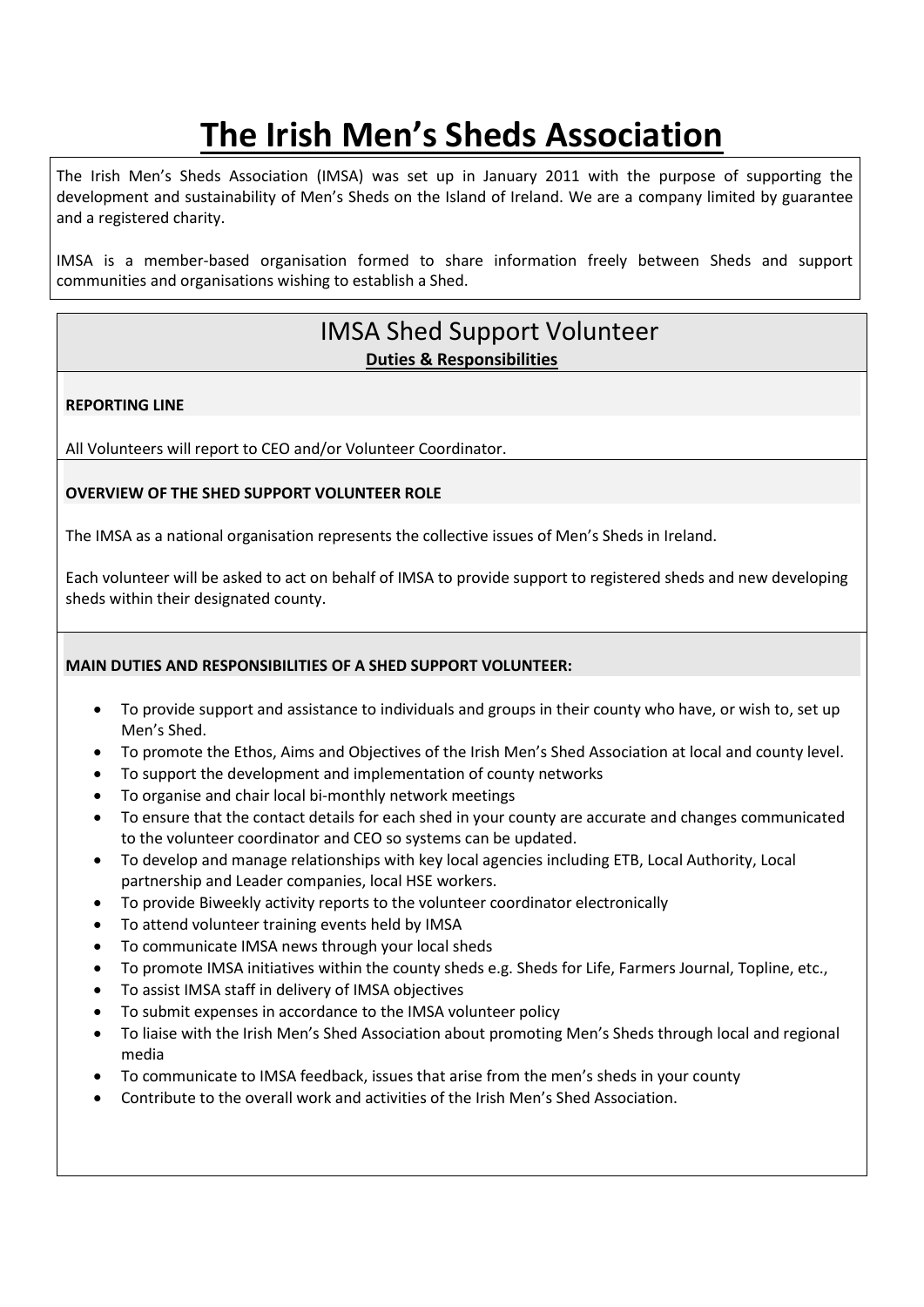# The Irish Men's Sheds Association

The Irish Men's Sheds Association (IMSA) was set up in January 2011 with the purpose of supporting the development and sustainability of Men's Sheds on the Island of Ireland. We are a company limited by guarantee and a registered charity.

IMSA is a member-based organisation formed to share information freely between Sheds and support communities and organisations wishing to establish a Shed.

## IMSA Shed Support Volunteer

**Duties & Responsibilities**

**REPORTING LINE**

All Volunteers will report to CEO and/or Volunteer Coordinator.

**OVERVIEW OF THE SHED SUPPORT VOLUNTEER ROLE**

The IMSA as a national organisation represents the collective issues of Men's Sheds in Ireland.

Each volunteer will be asked to act on behalf of IMSA to provide support to registered sheds and new developing sheds within their designated county.

**MAIN DUTIES AND RESPONSIBILITIES OF A SHED SUPPORT VOLUNTEER:**

- To provide support and assistance to individuals and groups in their county who have, or wish to, set up Men's Shed.
- To promote the Ethos, Aims and Objectives of the Irish Men's Shed Association at local and county level.
- To support the development and implementation of county networks
- To organise and chair local bi-monthly network meetings
- To ensure that the contact details for each shed in your county are accurate and changes communicated to the volunteer coordinator and CEO so systems can be updated.
- To develop and manage relationships with key local agencies including ETB, Local Authority, Local partnership and Leader companies, local HSE workers.
- To provide Biweekly activity reports to the volunteer coordinator electronically
- To attend volunteer training events held by IMSA
- To communicate IMSA news through your local sheds
- To promote IMSA initiatives within the county sheds e.g. Sheds for Life, Farmers Journal, Topline, etc.,
- To assist IMSA staff in delivery of IMSA objectives
- To submit expenses in accordance to the IMSA volunteer policy
- To liaise with the Irish Men's Shed Association about promoting Men's Sheds through local and regional media
- To communicate to IMSA feedback, issues that arise from the men's sheds in your county
- Contribute to the overall work and activities of the Irish Men's Shed Association.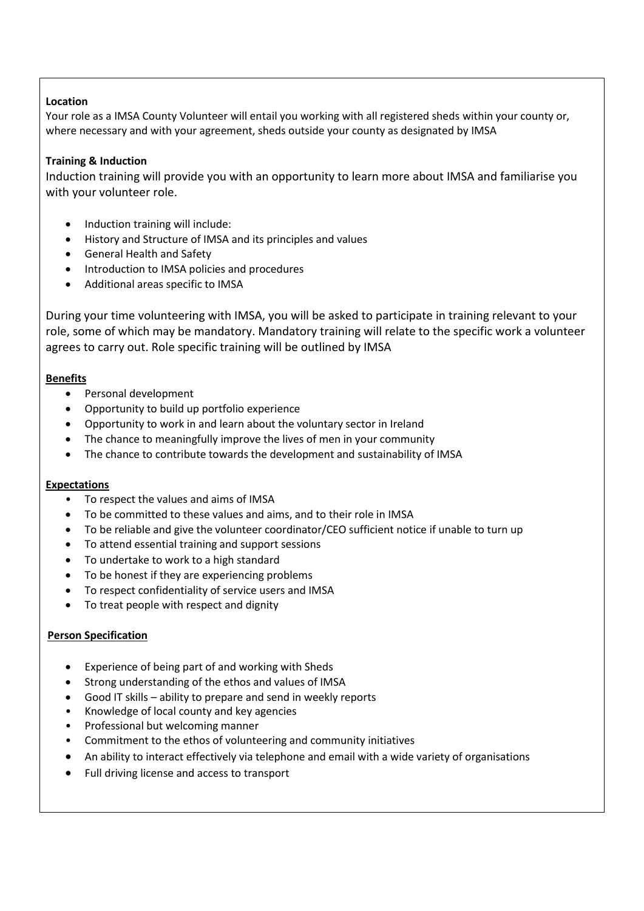**Location**

Your role as a IMSA County Volunteer will entail you working with all registered sheds within your county or, where necessary and with your agreement, sheds outside your county as designated by IMSA

**Training & Induction**

Induction training will provide you with an opportunity to learn more about IMSA and familiarise you with your volunteer role.

- Induction training will include:
- History and Structure of IMSA and its principles and values
- General Health and Safety
- Introduction to IMSA policies and procedures
- Additional areas specific to IMSA

During your time volunteering with IMSA, you will be asked to participate in training relevant to your role, some of which may be mandatory. Mandatory training will relate to the specific work a volunteer agrees to carry out. Role specific training will be outlined by IMSA

**Benefits**

- Personal development
- Opportunity to build up portfolio experience
- Opportunity to work in and learn about the voluntary sector in Ireland
- The chance to meaningfully improve the lives of men in your community
- The chance to contribute towards the development and sustainability of IMSA

**Expectations**

- To respect the values and aims of IMSA
- To be committed to these values and aims, and to their role in IMSA
- To be reliable and give the volunteer coordinator/CEO sufficient notice if unable to turn up
- To attend essential training and support sessions
- To undertake to work to a high standard
- To be honest if they are experiencing problems
- To respect confidentiality of service users and IMSA
- To treat people with respect and dignity

**Person Specification**

- Experience of being part of and working with Sheds
- Strong understanding of the ethos and values of IMSA
- Good IT skills – ability to prepare and send in weekly reports
- Knowledge of local county and key agencies
- Professional but welcoming manner
- Commitment to the ethos of volunteering and community initiatives
- An ability to interact effectively via telephone and email with a wide variety of organisations
- Full driving license and access to transport